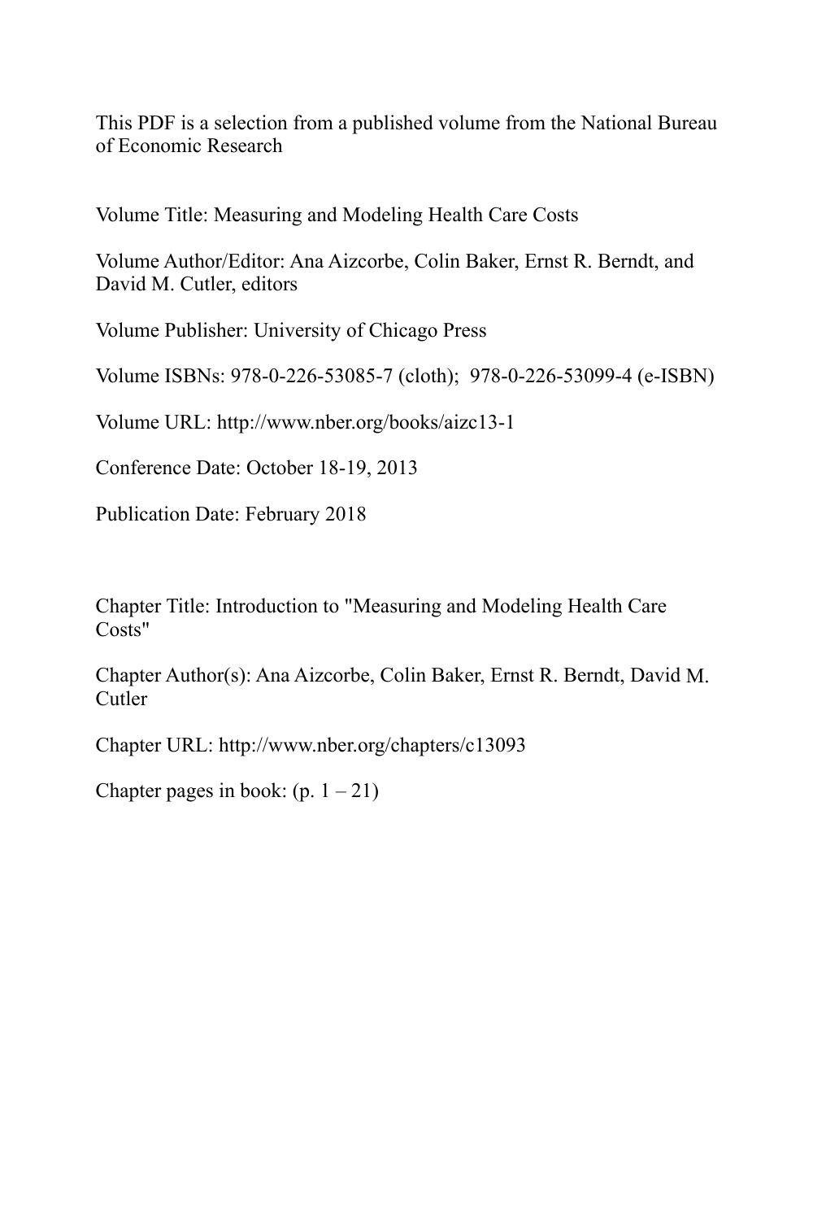This PDF is a selection from a published volume from the National Bureau of Economic Research

Volume Title: Measuring and Modeling Health Care Costs

Volume Author/Editor: Ana Aizcorbe, Colin Baker, Ernst R. Berndt, and David M. Cutler, editors

Volume Publisher: University of Chicago Press

Volume ISBNs: 978-0-226-53085-7 (cloth); 978-0-226-53099-4 (e-ISBN)

Volume URL: http://www.nber.org/books/aizc13-1

Conference Date: October 18-19, 2013

Publication Date: February 2018

Chapter Title: Introduction to "Measuring and Modeling Health Care Costs"

Chapter Author(s): Ana Aizcorbe, Colin Baker, Ernst R. Berndt, David M. Cutler

Chapter URL: http://www.nber.org/chapters/c13093

Chapter pages in book: (p. 1 – 21)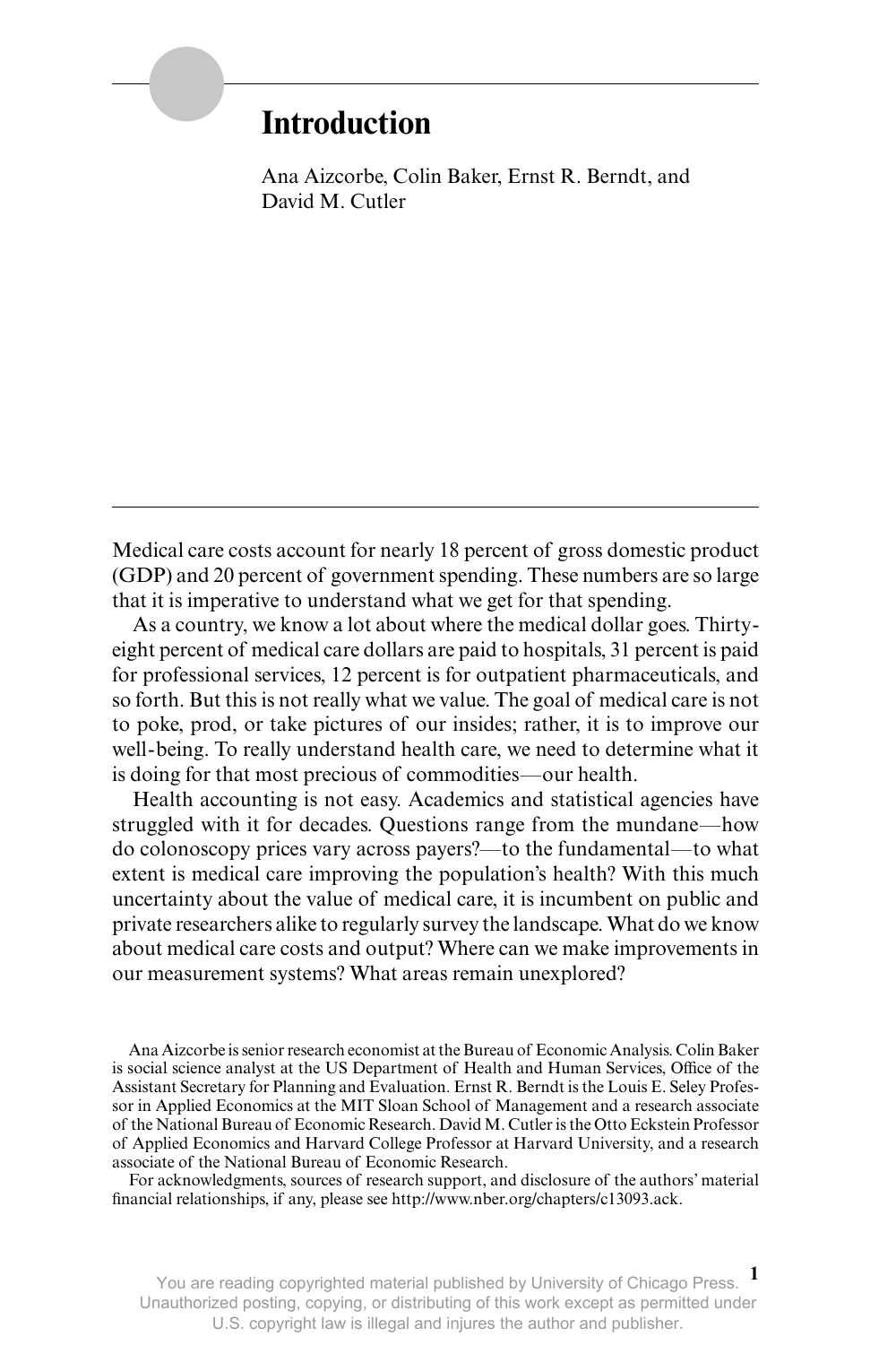# Introduction

Ana Aizcorbe, Colin Baker, Ernst R. Berndt, and David M. Cutler

Medical care costs account for nearly 18 percent of gross domestic product (GDP) and 20 percent of government spending. These numbers are so large that it is imperative to understand what we get for that spending.

As a country, we know a lot about where the medical dollar goes. Thirty-eight percent of medical care dollars are paid to hospitals, 31 percent is paid for professional services, 12 percent is for outpatient pharmaceuticals, and so forth. But this is not really what we value. The goal of medical care is not to poke, prod, or take pictures of our insides; rather, it is to improve our well-being. To really understand health care, we need to determine what it is doing for that most precious of commodities—our health.

Health accounting is not easy. Academics and statistical agencies have struggled with it for decades. Questions range from the mundane—how do colonoscopy prices vary across payers?—to the fundamental—to what extent is medical care improving the population's health? With this much uncertainty about the value of medical care, it is incumbent on public and private researchers alike to regularly survey the landscape. What do we know about medical care costs and output? Where can we make improvements in our measurement systems? What areas remain unexplored?

Ana Aizcorbe is senior research economist at the Bureau of Economic Analysis. Colin Baker is social science analyst at the US Department of Health and Human Services, Office of the Assistant Secretary for Planning and Evaluation. Ernst R. Berndt is the Louis E. Seley Professor in Applied Economics at the MIT Sloan School of Management and a research associate of the National Bureau of Economic Research. David M. Cutler is the Otto Eckstein Professor of Applied Economics and Harvard College Professor at Harvard University, and a research associate of the National Bureau of Economic Research.

For acknowledgments, sources of research support, and disclosure of the authors' material financial relationships, if any, please see http://www.nber.org/chapters/c13093.ack.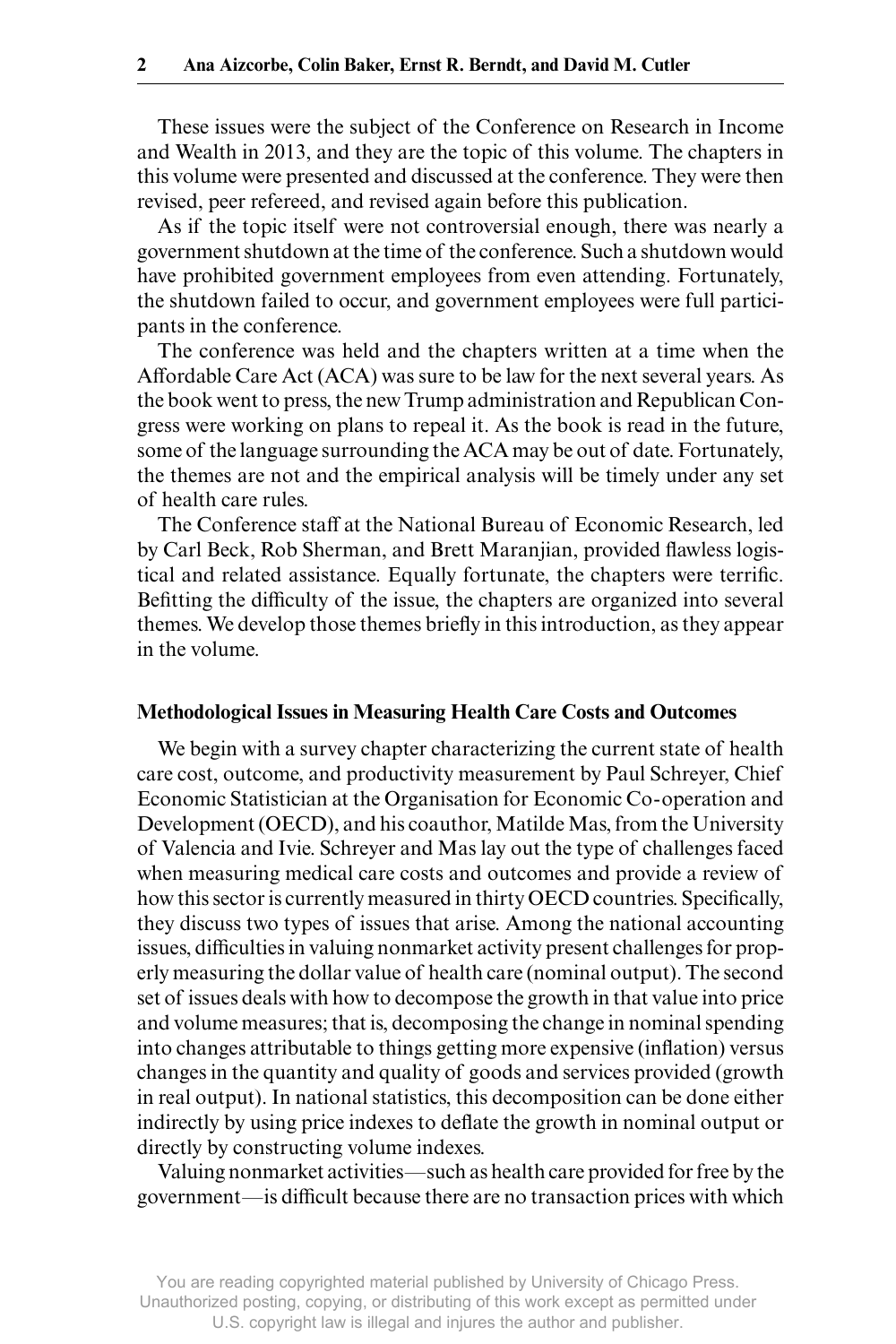These issues were the subject of the Conference on Research in Income and Wealth in 2013, and they are the topic of this volume. The chapters in this volume were presented and discussed at the conference. They were then revised, peer refereed, and revised again before this publication.

As if the topic itself were not controversial enough, there was nearly a government shutdown at the time of the conference. Such a shutdown would have prohibited government employees from even attending. Fortunately, the shutdown failed to occur, and government employees were full participants in the conference.

The conference was held and the chapters written at a time when the Affordable Care Act (ACA) was sure to be law for the next several years. As the book went to press, the new Trump administration and Republican Congress were working on plans to repeal it. As the book is read in the future, some of the language surrounding the ACA may be out of date. Fortunately, the themes are not and the empirical analysis will be timely under any set of health care rules.

The Conference staff at the National Bureau of Economic Research, led by Carl Beck, Rob Sherman, and Brett Maranjian, provided flawless logistical and related assistance. Equally fortunate, the chapters were terrific. Befitting the difficulty of the issue, the chapters are organized into several themes. We develop those themes briefly in this introduction, as they appear in the volume.

## Methodological Issues in Measuring Health Care Costs and Outcomes

We begin with a survey chapter characterizing the current state of health care cost, outcome, and productivity measurement by Paul Schreyer, Chief Economic Statistician at the Organisation for Economic Co-operation and Development (OECD), and his coauthor, Matilde Mas, from the University of Valencia and Ivie. Schreyer and Mas lay out the type of challenges faced when measuring medical care costs and outcomes and provide a review of how this sector is currently measured in thirty OECD countries. Specifically, they discuss two types of issues that arise. Among the national accounting issues, difficulties in valuing nonmarket activity present challenges for properly measuring the dollar value of health care (nominal output). The second set of issues deals with how to decompose the growth in that value into price and volume measures; that is, decomposing the change in nominal spending into changes attributable to things getting more expensive (inflation) versus changes in the quantity and quality of goods and services provided (growth in real output). In national statistics, this decomposition can be done either indirectly by using price indexes to deflate the growth in nominal output or directly by constructing volume indexes.

Valuing nonmarket activities—such as health care provided for free by the government—is difficult because there are no transaction prices with which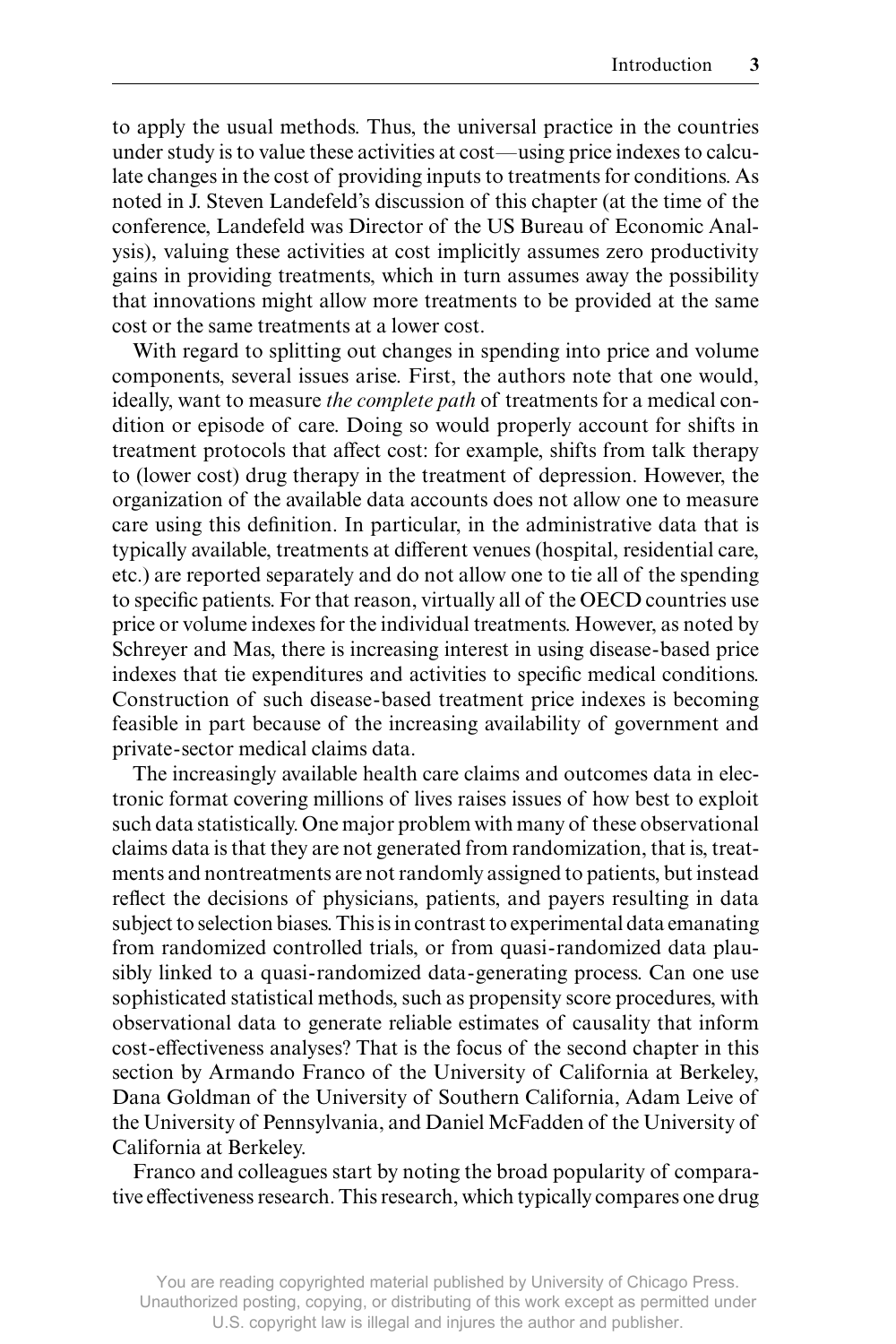to apply the usual methods. Thus, the universal practice in the countries under study is to value these activities at cost—using price indexes to calculate changes in the cost of providing inputs to treatments for conditions. As noted in J. Steven Landefeld's discussion of this chapter (at the time of the conference, Landefeld was Director of the US Bureau of Economic Analysis), valuing these activities at cost implicitly assumes zero productivity gains in providing treatments, which in turn assumes away the possibility that innovations might allow more treatments to be provided at the same cost or the same treatments at a lower cost.

With regard to splitting out changes in spending into price and volume components, several issues arise. First, the authors note that one would, ideally, want to measure *the complete path* of treatments for a medical condition or episode of care. Doing so would properly account for shifts in treatment protocols that affect cost: for example, shifts from talk therapy to (lower cost) drug therapy in the treatment of depression. However, the organization of the available data accounts does not allow one to measure care using this definition. In particular, in the administrative data that is typically available, treatments at different venues (hospital, residential care, etc.) are reported separately and do not allow one to tie all of the spending to specific patients. For that reason, virtually all of the OECD countries use price or volume indexes for the individual treatments. However, as noted by Schreyer and Mas, there is increasing interest in using disease-based price indexes that tie expenditures and activities to specific medical conditions. Construction of such disease-based treatment price indexes is becoming feasible in part because of the increasing availability of government and private-sector medical claims data.

The increasingly available health care claims and outcomes data in electronic format covering millions of lives raises issues of how best to exploit such data statistically. One major problem with many of these observational claims data is that they are not generated from randomization, that is, treatments and nontreatments are not randomly assigned to patients, but instead reflect the decisions of physicians, patients, and payers resulting in data subject to selection biases. This is in contrast to experimental data emanating from randomized controlled trials, or from quasi-randomized data plausibly linked to a quasi-randomized data-generating process. Can one use sophisticated statistical methods, such as propensity score procedures, with observational data to generate reliable estimates of causality that inform cost-effectiveness analyses? That is the focus of the second chapter in this section by Armando Franco of the University of California at Berkeley, Dana Goldman of the University of Southern California, Adam Leive of the University of Pennsylvania, and Daniel McFadden of the University of California at Berkeley.

Franco and colleagues start by noting the broad popularity of comparative effectiveness research. This research, which typically compares one drug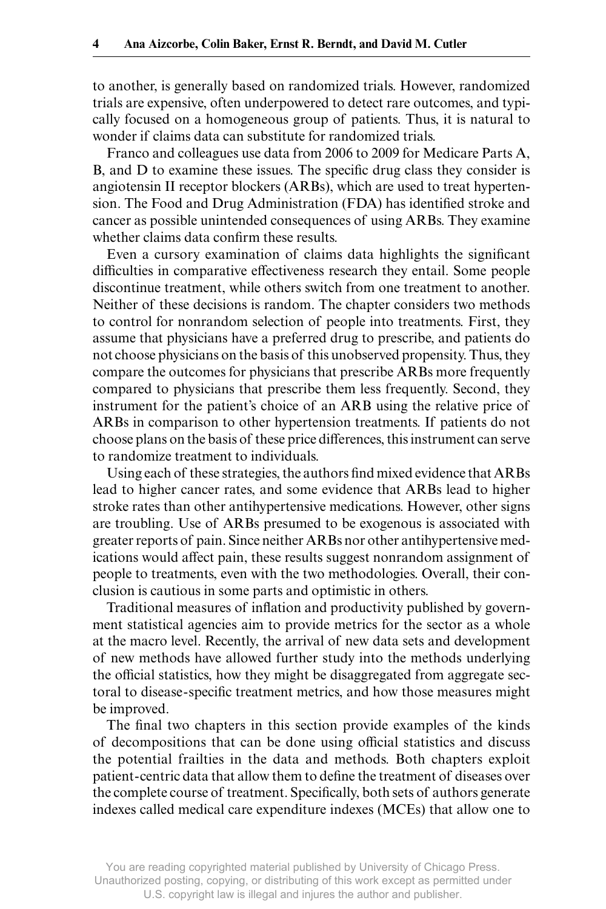to another, is generally based on randomized trials. However, randomized trials are expensive, often underpowered to detect rare outcomes, and typically focused on a homogeneous group of patients. Thus, it is natural to wonder if claims data can substitute for randomized trials.

Franco and colleagues use data from 2006 to 2009 for Medicare Parts A, B, and D to examine these issues. The specific drug class they consider is angiotensin II receptor blockers (ARBs), which are used to treat hypertension. The Food and Drug Administration (FDA) has identified stroke and cancer as possible unintended consequences of using ARBs. They examine whether claims data confirm these results.

Even a cursory examination of claims data highlights the significant difficulties in comparative effectiveness research they entail. Some people discontinue treatment, while others switch from one treatment to another. Neither of these decisions is random. The chapter considers two methods to control for nonrandom selection of people into treatments. First, they assume that physicians have a preferred drug to prescribe, and patients do not choose physicians on the basis of this unobserved propensity. Thus, they compare the outcomes for physicians that prescribe ARBs more frequently compared to physicians that prescribe them less frequently. Second, they instrument for the patient's choice of an ARB using the relative price of ARBs in comparison to other hypertension treatments. If patients do not choose plans on the basis of these price differences, this instrument can serve to randomize treatment to individuals.

Using each of these strategies, the authors find mixed evidence that ARBs lead to higher cancer rates, and some evidence that ARBs lead to higher stroke rates than other antihypertensive medications. However, other signs are troubling. Use of ARBs presumed to be exogenous is associated with greater reports of pain. Since neither ARBs nor other antihypertensive medications would affect pain, these results suggest nonrandom assignment of people to treatments, even with the two methodologies. Overall, their conclusion is cautious in some parts and optimistic in others.

Traditional measures of inflation and productivity published by government statistical agencies aim to provide metrics for the sector as a whole at the macro level. Recently, the arrival of new data sets and development of new methods have allowed further study into the methods underlying the official statistics, how they might be disaggregated from aggregate sectoral to disease-specific treatment metrics, and how those measures might be improved.

The final two chapters in this section provide examples of the kinds of decompositions that can be done using official statistics and discuss the potential frailties in the data and methods. Both chapters exploit patient-centric data that allow them to define the treatment of diseases over the complete course of treatment. Specifically, both sets of authors generate indexes called medical care expenditure indexes (MCEs) that allow one to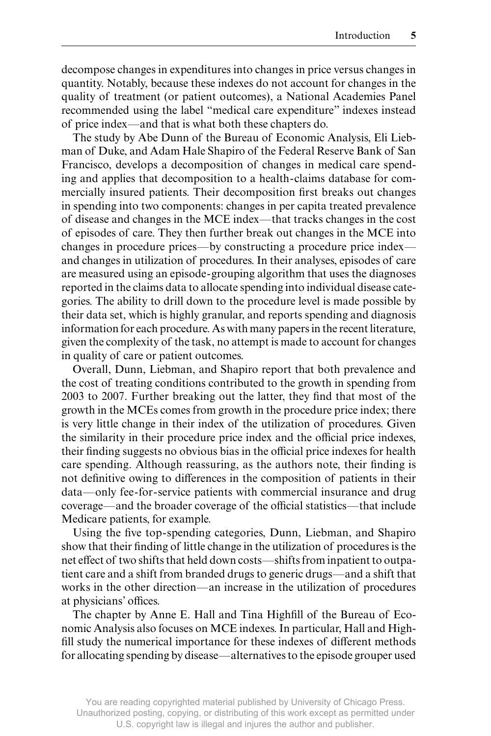decompose changes in expenditures into changes in price versus changes in quantity. Notably, because these indexes do not account for changes in the quality of treatment (or patient outcomes), a National Academies Panel recommended using the label "medical care expenditure" indexes instead of price index—and that is what both these chapters do.

The study by Abe Dunn of the Bureau of Economic Analysis, Eli Liebman of Duke, and Adam Hale Shapiro of the Federal Reserve Bank of San Francisco, develops a decomposition of changes in medical care spending and applies that decomposition to a health-claims database for commercially insured patients. Their decomposition first breaks out changes in spending into two components: changes in per capita treated prevalence of disease and changes in the MCE index—that tracks changes in the cost of episodes of care. They then further break out changes in the MCE into changes in procedure prices—by constructing a procedure price index—and changes in utilization of procedures. In their analyses, episodes of care are measured using an episode-grouping algorithm that uses the diagnoses reported in the claims data to allocate spending into individual disease categories. The ability to drill down to the procedure level is made possible by their data set, which is highly granular, and reports spending and diagnosis information for each procedure. As with many papers in the recent literature, given the complexity of the task, no attempt is made to account for changes in quality of care or patient outcomes.

Overall, Dunn, Liebman, and Shapiro report that both prevalence and the cost of treating conditions contributed to the growth in spending from 2003 to 2007. Further breaking out the latter, they find that most of the growth in the MCEs comes from growth in the procedure price index; there is very little change in their index of the utilization of procedures. Given the similarity in their procedure price index and the official price indexes, their finding suggests no obvious bias in the official price indexes for health care spending. Although reassuring, as the authors note, their finding is not definitive owing to differences in the composition of patients in their data—only fee-for-service patients with commercial insurance and drug coverage—and the broader coverage of the official statistics—that include Medicare patients, for example.

Using the five top-spending categories, Dunn, Liebman, and Shapiro show that their finding of little change in the utilization of procedures is the net effect of two shifts that held down costs—shifts from inpatient to outpatient care and a shift from branded drugs to generic drugs—and a shift that works in the other direction—an increase in the utilization of procedures at physicians' offices.

The chapter by Anne E. Hall and Tina Highfill of the Bureau of Economic Analysis also focuses on MCE indexes. In particular, Hall and Highfill study the numerical importance for these indexes of different methods for allocating spending by disease—alternatives to the episode grouper used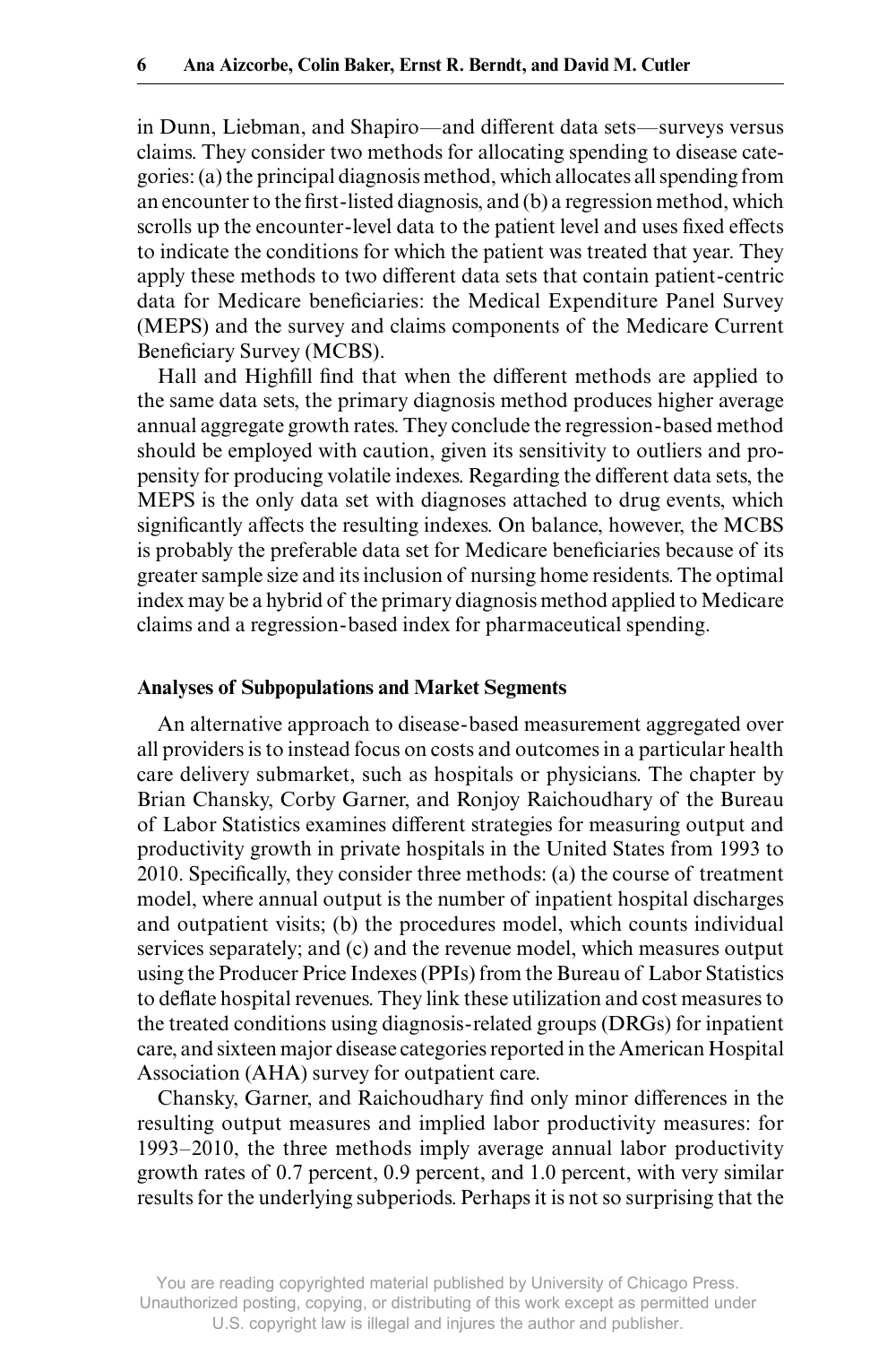in Dunn, Liebman, and Shapiro—and different data sets—surveys versus claims. They consider two methods for allocating spending to disease categories: (a) the principal diagnosis method, which allocates all spending from an encounter to the first-listed diagnosis, and (b) a regression method, which scrolls up the encounter-level data to the patient level and uses fixed effects to indicate the conditions for which the patient was treated that year. They apply these methods to two different data sets that contain patient-centric data for Medicare beneficiaries: the Medical Expenditure Panel Survey (MEPS) and the survey and claims components of the Medicare Current Beneficiary Survey (MCBS).

Hall and Highfill find that when the different methods are applied to the same data sets, the primary diagnosis method produces higher average annual aggregate growth rates. They conclude the regression-based method should be employed with caution, given its sensitivity to outliers and propensity for producing volatile indexes. Regarding the different data sets, the MEPS is the only data set with diagnoses attached to drug events, which significantly affects the resulting indexes. On balance, however, the MCBS is probably the preferable data set for Medicare beneficiaries because of its greater sample size and its inclusion of nursing home residents. The optimal index may be a hybrid of the primary diagnosis method applied to Medicare claims and a regression-based index for pharmaceutical spending.

### Analyses of Subpopulations and Market Segments

An alternative approach to disease-based measurement aggregated over all providers is to instead focus on costs and outcomes in a particular health care delivery submarket, such as hospitals or physicians. The chapter by Brian Chansky, Corby Garner, and Ronjoy Raichoudhary of the Bureau of Labor Statistics examines different strategies for measuring output and productivity growth in private hospitals in the United States from 1993 to 2010. Specifically, they consider three methods: (a) the course of treatment model, where annual output is the number of inpatient hospital discharges and outpatient visits; (b) the procedures model, which counts individual services separately; and (c) and the revenue model, which measures output using the Producer Price Indexes (PPIs) from the Bureau of Labor Statistics to deflate hospital revenues. They link these utilization and cost measures to the treated conditions using diagnosis-related groups (DRGs) for inpatient care, and sixteen major disease categories reported in the American Hospital Association (AHA) survey for outpatient care.

Chansky, Garner, and Raichoudhary find only minor differences in the resulting output measures and implied labor productivity measures: for 1993–2010, the three methods imply average annual labor productivity growth rates of 0.7 percent, 0.9 percent, and 1.0 percent, with very similar results for the underlying subperiods. Perhaps it is not so surprising that the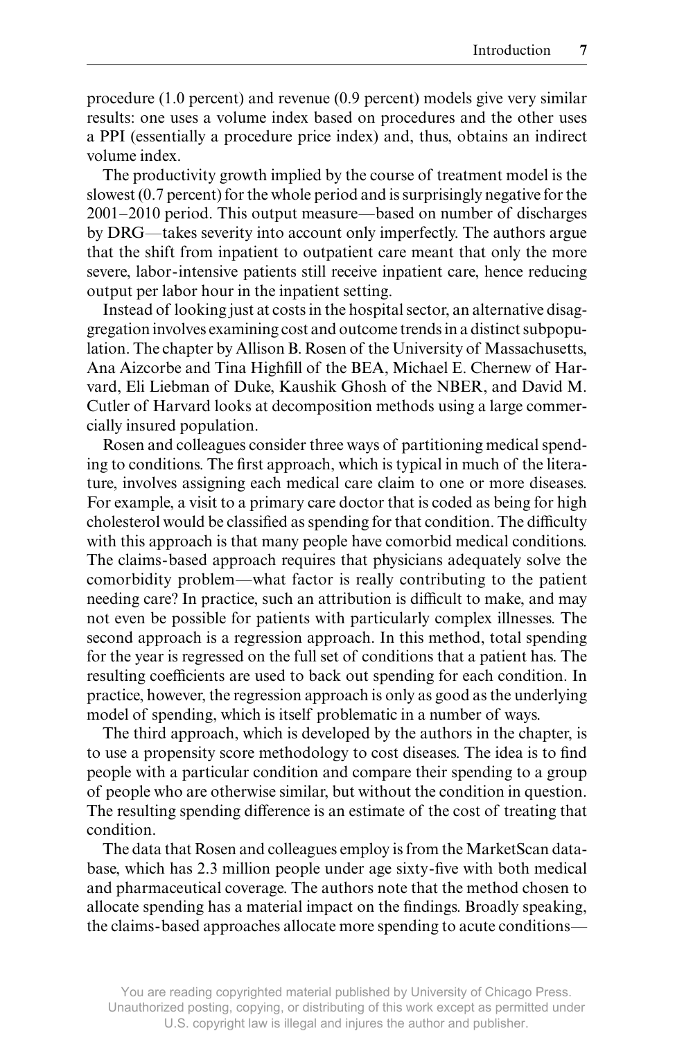procedure (1.0 percent) and revenue (0.9 percent) models give very similar results: one uses a volume index based on procedures and the other uses a PPI (essentially a procedure price index) and, thus, obtains an indirect volume index.

The productivity growth implied by the course of treatment model is the slowest (0.7 percent) for the whole period and is surprisingly negative for the 2001–2010 period. This output measure—based on number of discharges by DRG—takes severity into account only imperfectly. The authors argue that the shift from inpatient to outpatient care meant that only the more severe, labor-intensive patients still receive inpatient care, hence reducing output per labor hour in the inpatient setting.

Instead of looking just at costs in the hospital sector, an alternative disaggregation involves examining cost and outcome trends in a distinct subpopulation. The chapter by Allison B. Rosen of the University of Massachusetts, Ana Aizcorbe and Tina Highfill of the BEA, Michael E. Chernew of Harvard, Eli Liebman of Duke, Kaushik Ghosh of the NBER, and David M. Cutler of Harvard looks at decomposition methods using a large commercially insured population.

Rosen and colleagues consider three ways of partitioning medical spending to conditions. The first approach, which is typical in much of the literature, involves assigning each medical care claim to one or more diseases. For example, a visit to a primary care doctor that is coded as being for high cholesterol would be classified as spending for that condition. The difficulty with this approach is that many people have comorbid medical conditions. The claims-based approach requires that physicians adequately solve the comorbidity problem—what factor is really contributing to the patient needing care? In practice, such an attribution is difficult to make, and may not even be possible for patients with particularly complex illnesses. The second approach is a regression approach. In this method, total spending for the year is regressed on the full set of conditions that a patient has. The resulting coefficients are used to back out spending for each condition. In practice, however, the regression approach is only as good as the underlying model of spending, which is itself problematic in a number of ways.

The third approach, which is developed by the authors in the chapter, is to use a propensity score methodology to cost diseases. The idea is to find people with a particular condition and compare their spending to a group of people who are otherwise similar, but without the condition in question. The resulting spending difference is an estimate of the cost of treating that condition.

The data that Rosen and colleagues employ is from the MarketScan database, which has 2.3 million people under age sixty-five with both medical and pharmaceutical coverage. The authors note that the method chosen to allocate spending has a material impact on the findings. Broadly speaking, the claims-based approaches allocate more spending to acute conditions—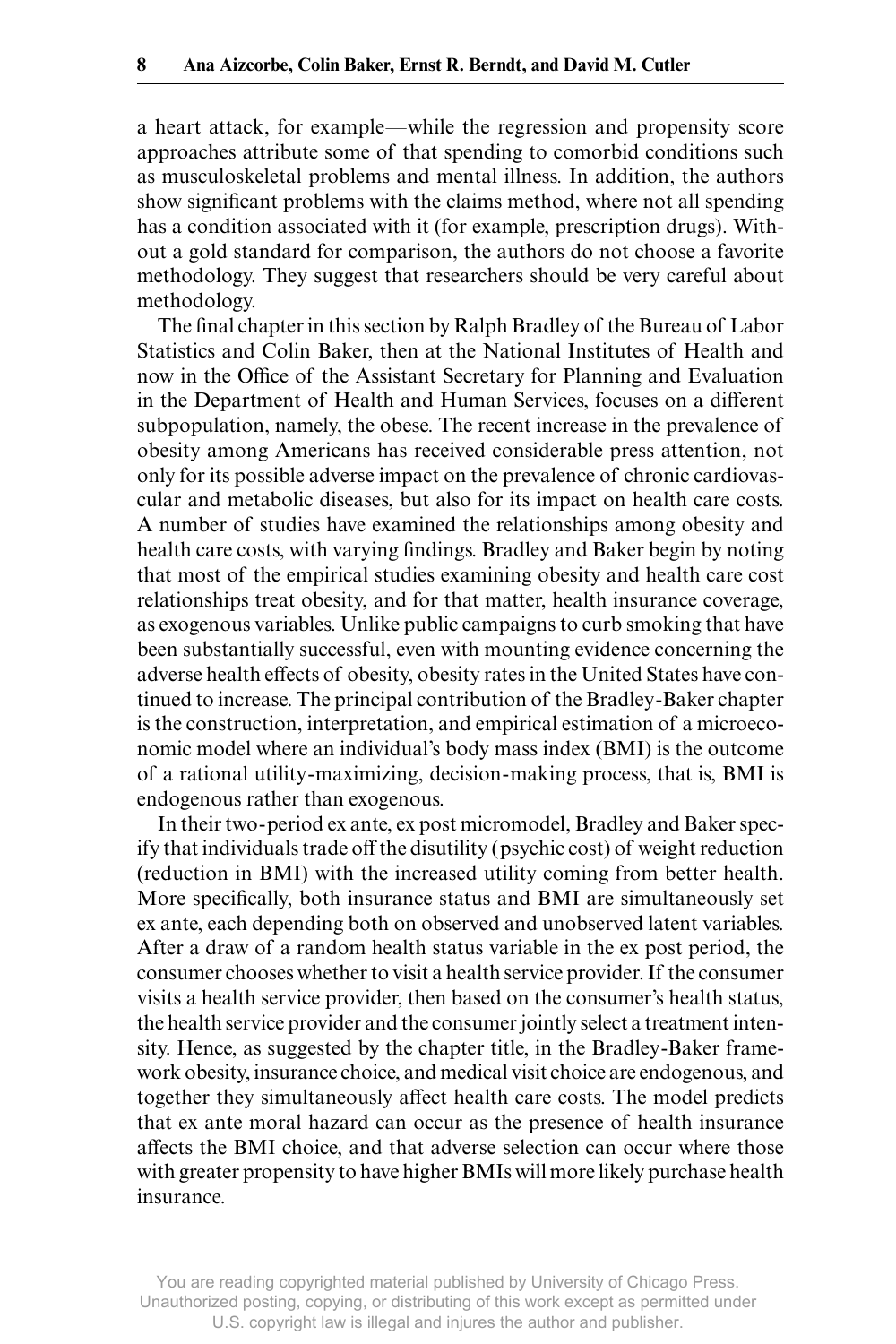a heart attack, for example—while the regression and propensity score approaches attribute some of that spending to comorbid conditions such as musculoskeletal problems and mental illness. In addition, the authors show significant problems with the claims method, where not all spending has a condition associated with it (for example, prescription drugs). Without a gold standard for comparison, the authors do not choose a favorite methodology. They suggest that researchers should be very careful about methodology.

The final chapter in this section by Ralph Bradley of the Bureau of Labor Statistics and Colin Baker, then at the National Institutes of Health and now in the Office of the Assistant Secretary for Planning and Evaluation in the Department of Health and Human Services, focuses on a different subpopulation, namely, the obese. The recent increase in the prevalence of obesity among Americans has received considerable press attention, not only for its possible adverse impact on the prevalence of chronic cardiovascular and metabolic diseases, but also for its impact on health care costs. A number of studies have examined the relationships among obesity and health care costs, with varying findings. Bradley and Baker begin by noting that most of the empirical studies examining obesity and health care cost relationships treat obesity, and for that matter, health insurance coverage, as exogenous variables. Unlike public campaigns to curb smoking that have been substantially successful, even with mounting evidence concerning the adverse health effects of obesity, obesity rates in the United States have continued to increase. The principal contribution of the Bradley-Baker chapter is the construction, interpretation, and empirical estimation of a microeconomic model where an individual's body mass index (BMI) is the outcome of a rational utility-maximizing, decision-making process, that is, BMI is endogenous rather than exogenous.

In their two-period ex ante, ex post micromodel, Bradley and Baker specify that individuals trade off the disutility (psychic cost) of weight reduction (reduction in BMI) with the increased utility coming from better health. More specifically, both insurance status and BMI are simultaneously set ex ante, each depending both on observed and unobserved latent variables. After a draw of a random health status variable in the ex post period, the consumer chooses whether to visit a health service provider. If the consumer visits a health service provider, then based on the consumer's health status, the health service provider and the consumer jointly select a treatment intensity. Hence, as suggested by the chapter title, in the Bradley-Baker framework obesity, insurance choice, and medical visit choice are endogenous, and together they simultaneously affect health care costs. The model predicts that ex ante moral hazard can occur as the presence of health insurance affects the BMI choice, and that adverse selection can occur where those with greater propensity to have higher BMIs will more likely purchase health insurance.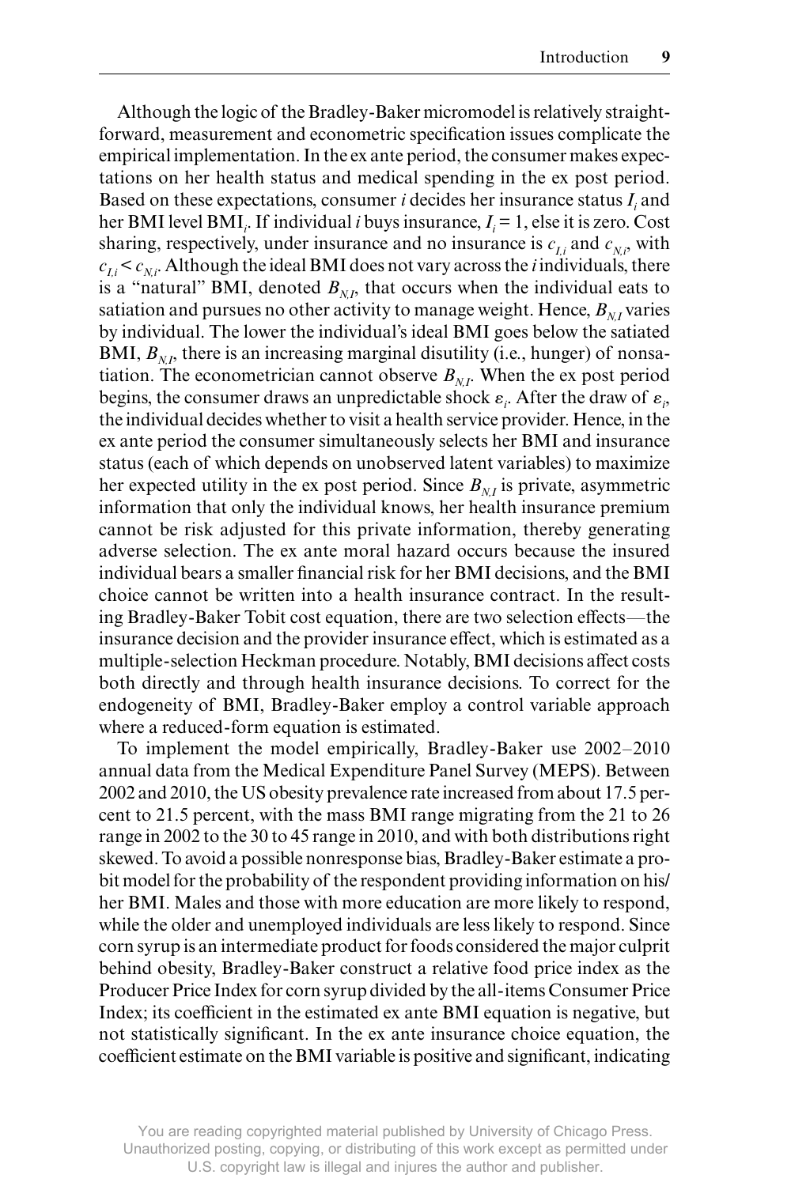Although the logic of the Bradley-Baker micromodel is relatively straightforward, measurement and econometric specification issues complicate the empirical implementation. In the ex ante period, the consumer makes expectations on her health status and medical spending in the ex post period. Based on these expectations, consumer *i* decides her insurance status $I_i$ and her BMI level $BMI_i$. If individual *i* buys insurance, $I_i = 1$, else it is zero. Cost sharing, respectively, under insurance and no insurance is $c_{I,i}$ and $c_{N,i}$, with $c_{I,i} < c_{N,i}$. Although the ideal BMI does not vary across the *i* individuals, there is a "natural" BMI, denoted $B_{N,I}$, that occurs when the individual eats to satiation and pursues no other activity to manage weight. Hence, $B_{N,I}$ varies by individual. The lower the individual's ideal BMI goes below the satiated BMI, $B_{N,I}$, there is an increasing marginal disutility (i.e., hunger) of nonsatiation. The econometrician cannot observe $B_{N,I}$. When the ex post period begins, the consumer draws an unpredictable shock $\varepsilon_i$. After the draw of $\varepsilon_i$, the individual decides whether to visit a health service provider. Hence, in the ex ante period the consumer simultaneously selects her BMI and insurance status (each of which depends on unobserved latent variables) to maximize her expected utility in the ex post period. Since $B_{N,I}$ is private, asymmetric information that only the individual knows, her health insurance premium cannot be risk adjusted for this private information, thereby generating adverse selection. The ex ante moral hazard occurs because the insured individual bears a smaller financial risk for her BMI decisions, and the BMI choice cannot be written into a health insurance contract. In the resulting Bradley-Baker Tobit cost equation, there are two selection effects—the insurance decision and the provider insurance effect, which is estimated as a multiple-selection Heckman procedure. Notably, BMI decisions affect costs both directly and through health insurance decisions. To correct for the endogeneity of BMI, Bradley-Baker employ a control variable approach where a reduced-form equation is estimated.

To implement the model empirically, Bradley-Baker use 2002–2010 annual data from the Medical Expenditure Panel Survey (MEPS). Between 2002 and 2010, the US obesity prevalence rate increased from about 17.5 percent to 21.5 percent, with the mass BMI range migrating from the 21 to 26 range in 2002 to the 30 to 45 range in 2010, and with both distributions right skewed. To avoid a possible nonresponse bias, Bradley-Baker estimate a probit model for the probability of the respondent providing information on his/her BMI. Males and those with more education are more likely to respond, while the older and unemployed individuals are less likely to respond. Since corn syrup is an intermediate product for foods considered the major culprit behind obesity, Bradley-Baker construct a relative food price index as the Producer Price Index for corn syrup divided by the all-items Consumer Price Index; its coefficient in the estimated ex ante BMI equation is negative, but not statistically significant. In the ex ante insurance choice equation, the coefficient estimate on the BMI variable is positive and significant, indicating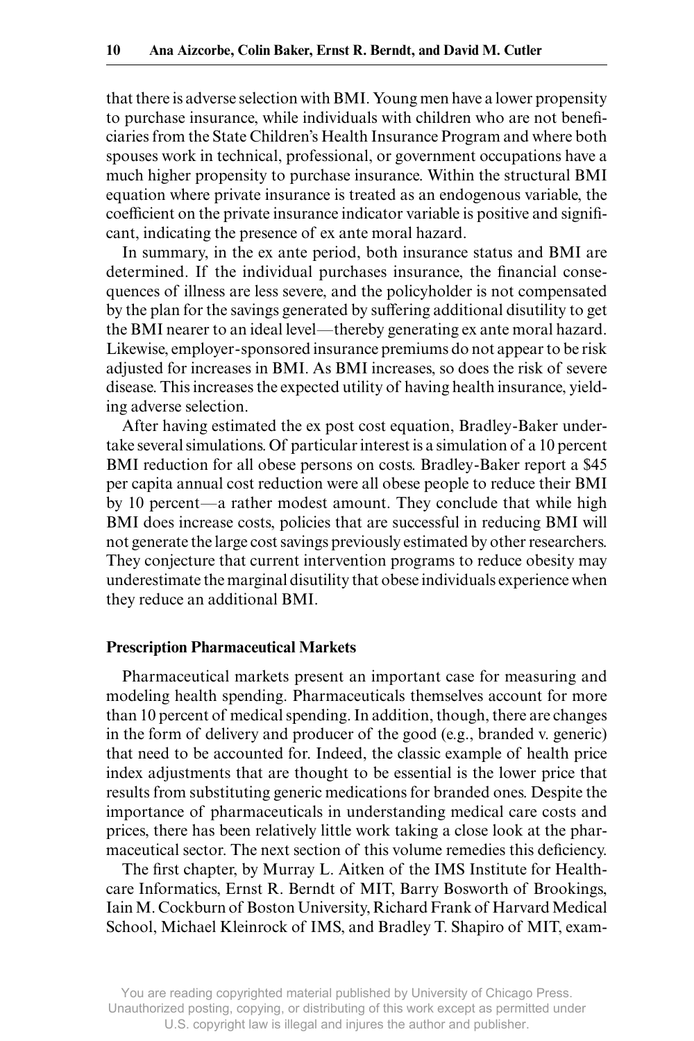that there is adverse selection with BMI. Young men have a lower propensity to purchase insurance, while individuals with children who are not beneficiaries from the State Children's Health Insurance Program and where both spouses work in technical, professional, or government occupations have a much higher propensity to purchase insurance. Within the structural BMI equation where private insurance is treated as an endogenous variable, the coefficient on the private insurance indicator variable is positive and significant, indicating the presence of ex ante moral hazard.

In summary, in the ex ante period, both insurance status and BMI are determined. If the individual purchases insurance, the financial consequences of illness are less severe, and the policyholder is not compensated by the plan for the savings generated by suffering additional disutility to get the BMI nearer to an ideal level—thereby generating ex ante moral hazard. Likewise, employer-sponsored insurance premiums do not appear to be risk adjusted for increases in BMI. As BMI increases, so does the risk of severe disease. This increases the expected utility of having health insurance, yielding adverse selection.

After having estimated the ex post cost equation, Bradley-Baker undertake several simulations. Of particular interest is a simulation of a 10 percent BMI reduction for all obese persons on costs. Bradley-Baker report a $45 per capita annual cost reduction were all obese people to reduce their BMI by 10 percent—a rather modest amount. They conclude that while high BMI does increase costs, policies that are successful in reducing BMI will not generate the large cost savings previously estimated by other researchers. They conjecture that current intervention programs to reduce obesity may underestimate the marginal disutility that obese individuals experience when they reduce an additional BMI.

### Prescription Pharmaceutical Markets

Pharmaceutical markets present an important case for measuring and modeling health spending. Pharmaceuticals themselves account for more than 10 percent of medical spending. In addition, though, there are changes in the form of delivery and producer of the good (e.g., branded v. generic) that need to be accounted for. Indeed, the classic example of health price index adjustments that are thought to be essential is the lower price that results from substituting generic medications for branded ones. Despite the importance of pharmaceuticals in understanding medical care costs and prices, there has been relatively little work taking a close look at the pharmaceutical sector. The next section of this volume remedies this deficiency.

The first chapter, by Murray L. Aitken of the IMS Institute for Healthcare Informatics, Ernst R. Berndt of MIT, Barry Bosworth of Brookings, Iain M. Cockburn of Boston University, Richard Frank of Harvard Medical School, Michael Kleinrock of IMS, and Bradley T. Shapiro of MIT, exam-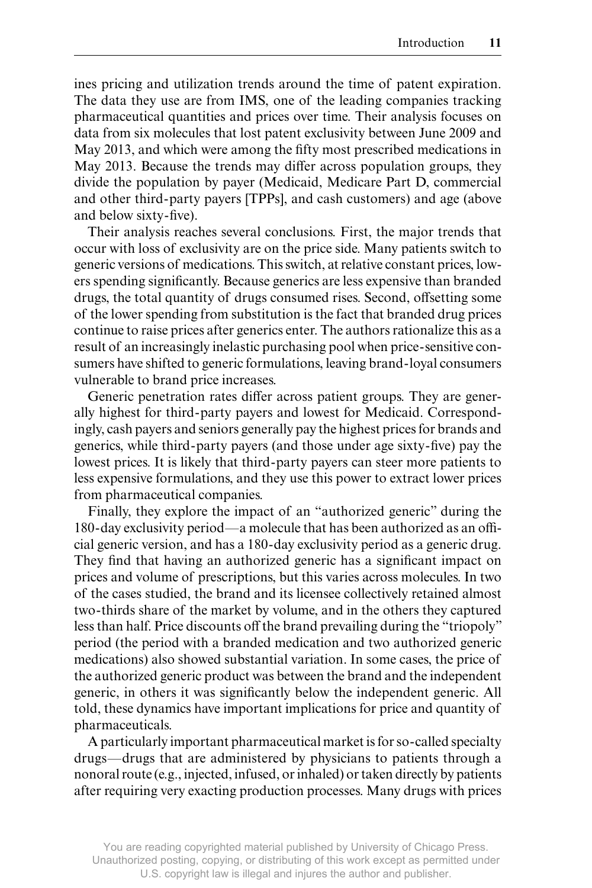ines pricing and utilization trends around the time of patent expiration. The data they use are from IMS, one of the leading companies tracking pharmaceutical quantities and prices over time. Their analysis focuses on data from six molecules that lost patent exclusivity between June 2009 and May 2013, and which were among the fifty most prescribed medications in May 2013. Because the trends may differ across population groups, they divide the population by payer (Medicaid, Medicare Part D, commercial and other third-party payers [TPPs], and cash customers) and age (above and below sixty-five).

Their analysis reaches several conclusions. First, the major trends that occur with loss of exclusivity are on the price side. Many patients switch to generic versions of medications. This switch, at relative constant prices, lowers spending significantly. Because generics are less expensive than branded drugs, the total quantity of drugs consumed rises. Second, offsetting some of the lower spending from substitution is the fact that branded drug prices continue to raise prices after generics enter. The authors rationalize this as a result of an increasingly inelastic purchasing pool when price-sensitive consumers have shifted to generic formulations, leaving brand-loyal consumers vulnerable to brand price increases.

Generic penetration rates differ across patient groups. They are generally highest for third-party payers and lowest for Medicaid. Correspondingly, cash payers and seniors generally pay the highest prices for brands and generics, while third-party payers (and those under age sixty-five) pay the lowest prices. It is likely that third-party payers can steer more patients to less expensive formulations, and they use this power to extract lower prices from pharmaceutical companies.

Finally, they explore the impact of an "authorized generic" during the 180-day exclusivity period—a molecule that has been authorized as an official generic version, and has a 180-day exclusivity period as a generic drug. They find that having an authorized generic has a significant impact on prices and volume of prescriptions, but this varies across molecules. In two of the cases studied, the brand and its licensee collectively retained almost two-thirds share of the market by volume, and in the others they captured less than half. Price discounts off the brand prevailing during the "triopoly" period (the period with a branded medication and two authorized generic medications) also showed substantial variation. In some cases, the price of the authorized generic product was between the brand and the independent generic, in others it was significantly below the independent generic. All told, these dynamics have important implications for price and quantity of pharmaceuticals.

A particularly important pharmaceutical market is for so-called specialty drugs—drugs that are administered by physicians to patients through a nonoral route (e.g., injected, infused, or inhaled) or taken directly by patients after requiring very exacting production processes. Many drugs with prices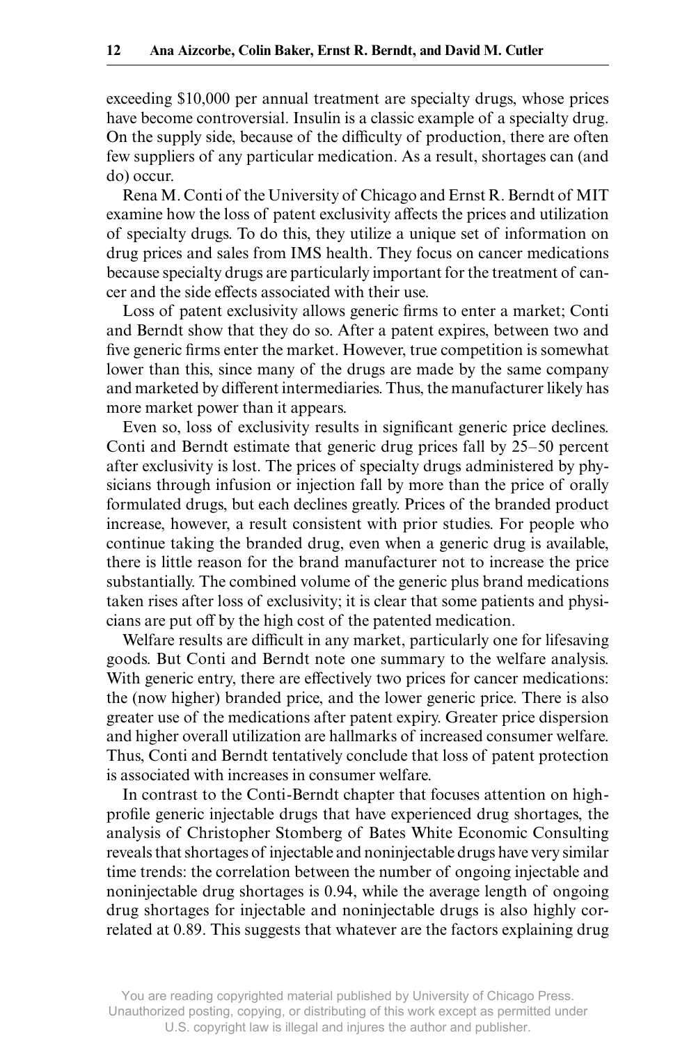exceeding $10,000 per annual treatment are specialty drugs, whose prices have become controversial. Insulin is a classic example of a specialty drug. On the supply side, because of the difficulty of production, there are often few suppliers of any particular medication. As a result, shortages can (and do) occur.

Rena M. Conti of the University of Chicago and Ernst R. Berndt of MIT examine how the loss of patent exclusivity affects the prices and utilization of specialty drugs. To do this, they utilize a unique set of information on drug prices and sales from IMS health. They focus on cancer medications because specialty drugs are particularly important for the treatment of cancer and the side effects associated with their use.

Loss of patent exclusivity allows generic firms to enter a market; Conti and Berndt show that they do so. After a patent expires, between two and five generic firms enter the market. However, true competition is somewhat lower than this, since many of the drugs are made by the same company and marketed by different intermediaries. Thus, the manufacturer likely has more market power than it appears.

Even so, loss of exclusivity results in significant generic price declines. Conti and Berndt estimate that generic drug prices fall by 25–50 percent after exclusivity is lost. The prices of specialty drugs administered by physicians through infusion or injection fall by more than the price of orally formulated drugs, but each declines greatly. Prices of the branded product increase, however, a result consistent with prior studies. For people who continue taking the branded drug, even when a generic drug is available, there is little reason for the brand manufacturer not to increase the price substantially. The combined volume of the generic plus brand medications taken rises after loss of exclusivity; it is clear that some patients and physicians are put off by the high cost of the patented medication.

Welfare results are difficult in any market, particularly one for lifesaving goods. But Conti and Berndt note one summary to the welfare analysis. With generic entry, there are effectively two prices for cancer medications: the (now higher) branded price, and the lower generic price. There is also greater use of the medications after patent expiry. Greater price dispersion and higher overall utilization are hallmarks of increased consumer welfare. Thus, Conti and Berndt tentatively conclude that loss of patent protection is associated with increases in consumer welfare.

In contrast to the Conti-Berndt chapter that focuses attention on high-profile generic injectable drugs that have experienced drug shortages, the analysis of Christopher Stomberg of Bates White Economic Consulting reveals that shortages of injectable and noninjectable drugs have very similar time trends: the correlation between the number of ongoing injectable and noninjectable drug shortages is 0.94, while the average length of ongoing drug shortages for injectable and noninjectable drugs is also highly correlated at 0.89. This suggests that whatever are the factors explaining drug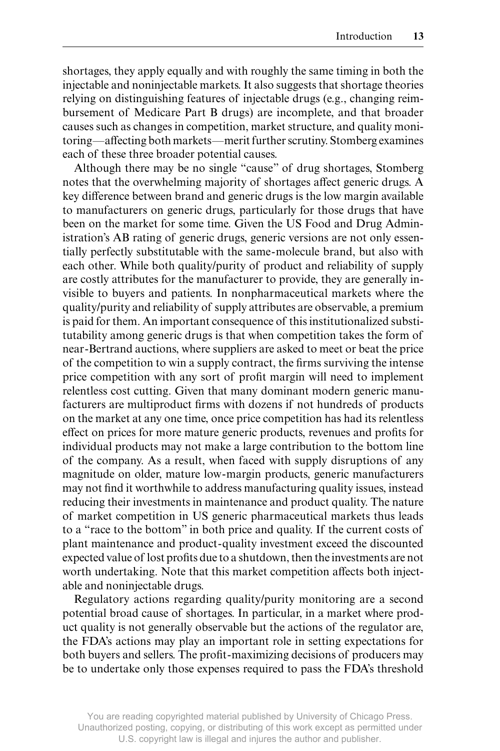shortages, they apply equally and with roughly the same timing in both the injectable and noninjectable markets. It also suggests that shortage theories relying on distinguishing features of injectable drugs (e.g., changing reimbursement of Medicare Part B drugs) are incomplete, and that broader causes such as changes in competition, market structure, and quality monitoring—affecting both markets—merit further scrutiny. Stomberg examines each of these three broader potential causes.

Although there may be no single "cause" of drug shortages, Stomberg notes that the overwhelming majority of shortages affect generic drugs. A key difference between brand and generic drugs is the low margin available to manufacturers on generic drugs, particularly for those drugs that have been on the market for some time. Given the US Food and Drug Administration's AB rating of generic drugs, generic versions are not only essentially perfectly substitutable with the same-molecule brand, but also with each other. While both quality/purity of product and reliability of supply are costly attributes for the manufacturer to provide, they are generally invisible to buyers and patients. In nonpharmaceutical markets where the quality/purity and reliability of supply attributes are observable, a premium is paid for them. An important consequence of this institutionalized substitutability among generic drugs is that when competition takes the form of near-Bertrand auctions, where suppliers are asked to meet or beat the price of the competition to win a supply contract, the firms surviving the intense price competition with any sort of profit margin will need to implement relentless cost cutting. Given that many dominant modern generic manufacturers are multiproduct firms with dozens if not hundreds of products on the market at any one time, once price competition has had its relentless effect on prices for more mature generic products, revenues and profits for individual products may not make a large contribution to the bottom line of the company. As a result, when faced with supply disruptions of any magnitude on older, mature low-margin products, generic manufacturers may not find it worthwhile to address manufacturing quality issues, instead reducing their investments in maintenance and product quality. The nature of market competition in US generic pharmaceutical markets thus leads to a "race to the bottom" in both price and quality. If the current costs of plant maintenance and product-quality investment exceed the discounted expected value of lost profits due to a shutdown, then the investments are not worth undertaking. Note that this market competition affects both injectable and noninjectable drugs.

Regulatory actions regarding quality/purity monitoring are a second potential broad cause of shortages. In particular, in a market where product quality is not generally observable but the actions of the regulator are, the FDA's actions may play an important role in setting expectations for both buyers and sellers. The profit-maximizing decisions of producers may be to undertake only those expenses required to pass the FDA's threshold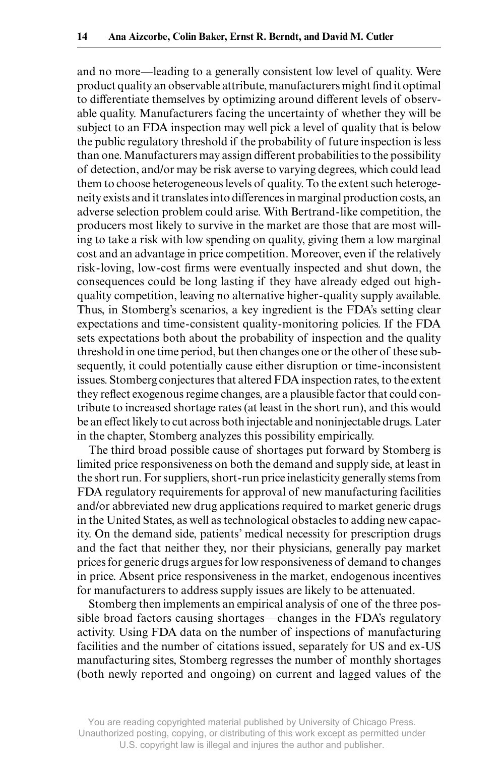and no more—leading to a generally consistent low level of quality. Were product quality an observable attribute, manufacturers might find it optimal to differentiate themselves by optimizing around different levels of observable quality. Manufacturers facing the uncertainty of whether they will be subject to an FDA inspection may well pick a level of quality that is below the public regulatory threshold if the probability of future inspection is less than one. Manufacturers may assign different probabilities to the possibility of detection, and/or may be risk averse to varying degrees, which could lead them to choose heterogeneous levels of quality. To the extent such heterogeneity exists and it translates into differences in marginal production costs, an adverse selection problem could arise. With Bertrand-like competition, the producers most likely to survive in the market are those that are most willing to take a risk with low spending on quality, giving them a low marginal cost and an advantage in price competition. Moreover, even if the relatively risk-loving, low-cost firms were eventually inspected and shut down, the consequences could be long lasting if they have already edged out high-quality competition, leaving no alternative higher-quality supply available. Thus, in Stomberg's scenarios, a key ingredient is the FDA's setting clear expectations and time-consistent quality-monitoring policies. If the FDA sets expectations both about the probability of inspection and the quality threshold in one time period, but then changes one or the other of these subsequently, it could potentially cause either disruption or time-inconsistent issues. Stomberg conjectures that altered FDA inspection rates, to the extent they reflect exogenous regime changes, are a plausible factor that could contribute to increased shortage rates (at least in the short run), and this would be an effect likely to cut across both injectable and noninjectable drugs. Later in the chapter, Stomberg analyzes this possibility empirically.

The third broad possible cause of shortages put forward by Stomberg is limited price responsiveness on both the demand and supply side, at least in the short run. For suppliers, short-run price inelasticity generally stems from FDA regulatory requirements for approval of new manufacturing facilities and/or abbreviated new drug applications required to market generic drugs in the United States, as well as technological obstacles to adding new capacity. On the demand side, patients' medical necessity for prescription drugs and the fact that neither they, nor their physicians, generally pay market prices for generic drugs argues for low responsiveness of demand to changes in price. Absent price responsiveness in the market, endogenous incentives for manufacturers to address supply issues are likely to be attenuated.

Stomberg then implements an empirical analysis of one of the three possible broad factors causing shortages—changes in the FDA's regulatory activity. Using FDA data on the number of inspections of manufacturing facilities and the number of citations issued, separately for US and ex-US manufacturing sites, Stomberg regresses the number of monthly shortages (both newly reported and ongoing) on current and lagged values of the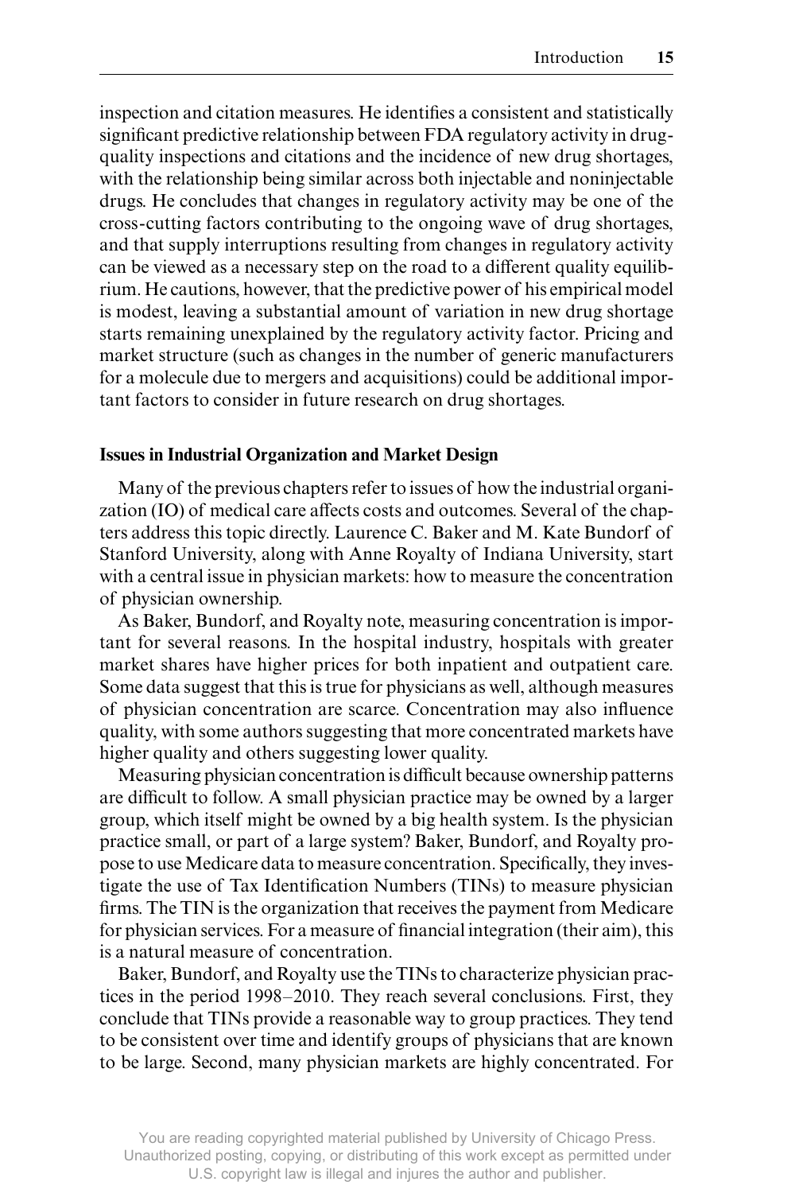inspection and citation measures. He identifies a consistent and statistically significant predictive relationship between FDA regulatory activity in drug-quality inspections and citations and the incidence of new drug shortages, with the relationship being similar across both injectable and noninjectable drugs. He concludes that changes in regulatory activity may be one of the cross-cutting factors contributing to the ongoing wave of drug shortages, and that supply interruptions resulting from changes in regulatory activity can be viewed as a necessary step on the road to a different quality equilibrium. He cautions, however, that the predictive power of his empirical model is modest, leaving a substantial amount of variation in new drug shortage starts remaining unexplained by the regulatory activity factor. Pricing and market structure (such as changes in the number of generic manufacturers for a molecule due to mergers and acquisitions) could be additional important factors to consider in future research on drug shortages.

### Issues in Industrial Organization and Market Design

Many of the previous chapters refer to issues of how the industrial organization (IO) of medical care affects costs and outcomes. Several of the chapters address this topic directly. Laurence C. Baker and M. Kate Bundorf of Stanford University, along with Anne Royalty of Indiana University, start with a central issue in physician markets: how to measure the concentration of physician ownership.

As Baker, Bundorf, and Royalty note, measuring concentration is important for several reasons. In the hospital industry, hospitals with greater market shares have higher prices for both inpatient and outpatient care. Some data suggest that this is true for physicians as well, although measures of physician concentration are scarce. Concentration may also influence quality, with some authors suggesting that more concentrated markets have higher quality and others suggesting lower quality.

Measuring physician concentration is difficult because ownership patterns are difficult to follow. A small physician practice may be owned by a larger group, which itself might be owned by a big health system. Is the physician practice small, or part of a large system? Baker, Bundorf, and Royalty propose to use Medicare data to measure concentration. Specifically, they investigate the use of Tax Identification Numbers (TINs) to measure physician firms. The TIN is the organization that receives the payment from Medicare for physician services. For a measure of financial integration (their aim), this is a natural measure of concentration.

Baker, Bundorf, and Royalty use the TINs to characterize physician practices in the period 1998–2010. They reach several conclusions. First, they conclude that TINs provide a reasonable way to group practices. They tend to be consistent over time and identify groups of physicians that are known to be large. Second, many physician markets are highly concentrated. For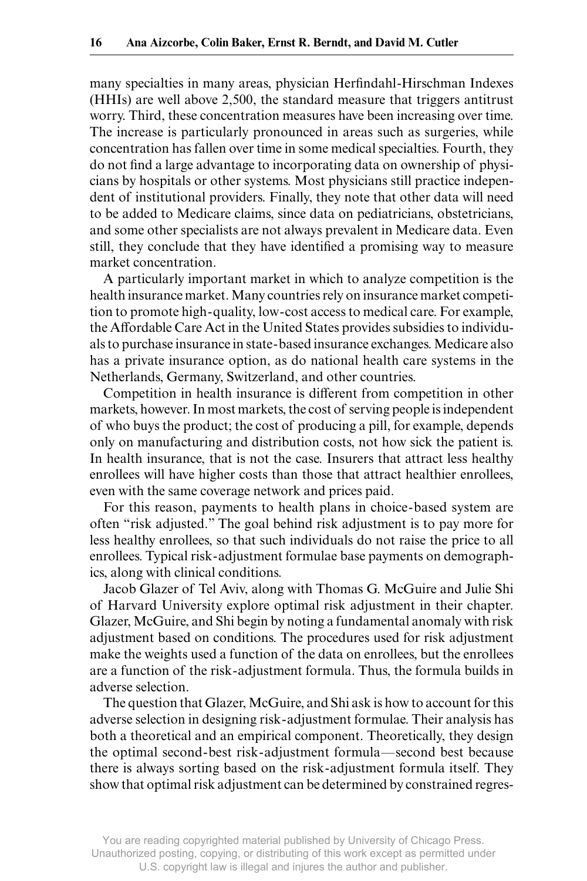many specialties in many areas, physician Herfindahl-Hirschman Indexes (HHIs) are well above 2,500, the standard measure that triggers antitrust worry. Third, these concentration measures have been increasing over time. The increase is particularly pronounced in areas such as surgeries, while concentration has fallen over time in some medical specialties. Fourth, they do not find a large advantage to incorporating data on ownership of physicians by hospitals or other systems. Most physicians still practice independent of institutional providers. Finally, they note that other data will need to be added to Medicare claims, since data on pediatricians, obstetricians, and some other specialists are not always prevalent in Medicare data. Even still, they conclude that they have identified a promising way to measure market concentration.

A particularly important market in which to analyze competition is the health insurance market. Many countries rely on insurance market competition to promote high-quality, low-cost access to medical care. For example, the Affordable Care Act in the United States provides subsidies to individuals to purchase insurance in state-based insurance exchanges. Medicare also has a private insurance option, as do national health care systems in the Netherlands, Germany, Switzerland, and other countries.

Competition in health insurance is different from competition in other markets, however. In most markets, the cost of serving people is independent of who buys the product; the cost of producing a pill, for example, depends only on manufacturing and distribution costs, not how sick the patient is. In health insurance, that is not the case. Insurers that attract less healthy enrollees will have higher costs than those that attract healthier enrollees, even with the same coverage network and prices paid.

For this reason, payments to health plans in choice-based system are often "risk adjusted." The goal behind risk adjustment is to pay more for less healthy enrollees, so that such individuals do not raise the price to all enrollees. Typical risk-adjustment formulae base payments on demographics, along with clinical conditions.

Jacob Glazer of Tel Aviv, along with Thomas G. McGuire and Julie Shi of Harvard University explore optimal risk adjustment in their chapter. Glazer, McGuire, and Shi begin by noting a fundamental anomaly with risk adjustment based on conditions. The procedures used for risk adjustment make the weights used a function of the data on enrollees, but the enrollees are a function of the risk-adjustment formula. Thus, the formula builds in adverse selection.

The question that Glazer, McGuire, and Shi ask is how to account for this adverse selection in designing risk-adjustment formulae. Their analysis has both a theoretical and an empirical component. Theoretically, they design the optimal second-best risk-adjustment formula—second best because there is always sorting based on the risk-adjustment formula itself. They show that optimal risk adjustment can be determined by constrained regres-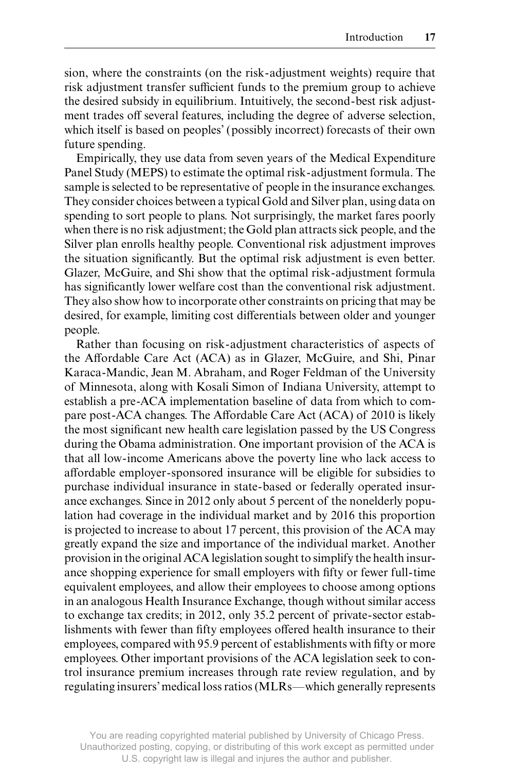sion, where the constraints (on the risk-adjustment weights) require that risk adjustment transfer sufficient funds to the premium group to achieve the desired subsidy in equilibrium. Intuitively, the second-best risk adjustment trades off several features, including the degree of adverse selection, which itself is based on peoples' (possibly incorrect) forecasts of their own future spending.

Empirically, they use data from seven years of the Medical Expenditure Panel Study (MEPS) to estimate the optimal risk-adjustment formula. The sample is selected to be representative of people in the insurance exchanges. They consider choices between a typical Gold and Silver plan, using data on spending to sort people to plans. Not surprisingly, the market fares poorly when there is no risk adjustment; the Gold plan attracts sick people, and the Silver plan enrolls healthy people. Conventional risk adjustment improves the situation significantly. But the optimal risk adjustment is even better. Glazer, McGuire, and Shi show that the optimal risk-adjustment formula has significantly lower welfare cost than the conventional risk adjustment. They also show how to incorporate other constraints on pricing that may be desired, for example, limiting cost differentials between older and younger people.

Rather than focusing on risk-adjustment characteristics of aspects of the Affordable Care Act (ACA) as in Glazer, McGuire, and Shi, Pinar Karaca-Mandic, Jean M. Abraham, and Roger Feldman of the University of Minnesota, along with Kosali Simon of Indiana University, attempt to establish a pre-ACA implementation baseline of data from which to compare post-ACA changes. The Affordable Care Act (ACA) of 2010 is likely the most significant new health care legislation passed by the US Congress during the Obama administration. One important provision of the ACA is that all low-income Americans above the poverty line who lack access to affordable employer-sponsored insurance will be eligible for subsidies to purchase individual insurance in state-based or federally operated insurance exchanges. Since in 2012 only about 5 percent of the nonelderly population had coverage in the individual market and by 2016 this proportion is projected to increase to about 17 percent, this provision of the ACA may greatly expand the size and importance of the individual market. Another provision in the original ACA legislation sought to simplify the health insurance shopping experience for small employers with fifty or fewer full-time equivalent employees, and allow their employees to choose among options in an analogous Health Insurance Exchange, though without similar access to exchange tax credits; in 2012, only 35.2 percent of private-sector establishments with fewer than fifty employees offered health insurance to their employees, compared with 95.9 percent of establishments with fifty or more employees. Other important provisions of the ACA legislation seek to control insurance premium increases through rate review regulation, and by regulating insurers' medical loss ratios (MLRs—which generally represents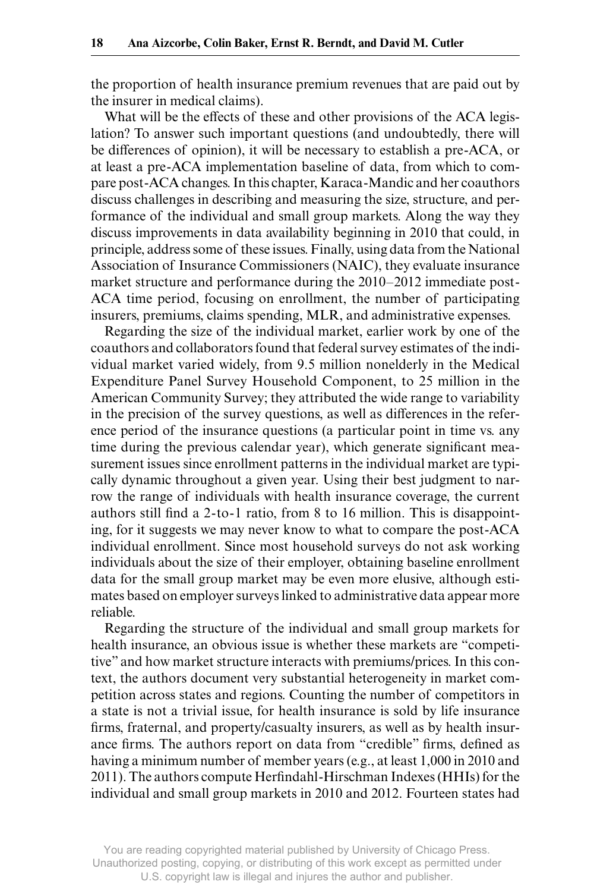the proportion of health insurance premium revenues that are paid out by the insurer in medical claims).

What will be the effects of these and other provisions of the ACA legislation? To answer such important questions (and undoubtedly, there will be differences of opinion), it will be necessary to establish a pre-ACA, or at least a pre-ACA implementation baseline of data, from which to compare post-ACA changes. In this chapter, Karaca-Mandic and her coauthors discuss challenges in describing and measuring the size, structure, and performance of the individual and small group markets. Along the way they discuss improvements in data availability beginning in 2010 that could, in principle, address some of these issues. Finally, using data from the National Association of Insurance Commissioners (NAIC), they evaluate insurance market structure and performance during the 2010–2012 immediate post-ACA time period, focusing on enrollment, the number of participating insurers, premiums, claims spending, MLR, and administrative expenses.

Regarding the size of the individual market, earlier work by one of the coauthors and collaborators found that federal survey estimates of the individual market varied widely, from 9.5 million nonelderly in the Medical Expenditure Panel Survey Household Component, to 25 million in the American Community Survey; they attributed the wide range to variability in the precision of the survey questions, as well as differences in the reference period of the insurance questions (a particular point in time vs. any time during the previous calendar year), which generate significant measurement issues since enrollment patterns in the individual market are typically dynamic throughout a given year. Using their best judgment to narrow the range of individuals with health insurance coverage, the current authors still find a 2-to-1 ratio, from 8 to 16 million. This is disappointing, for it suggests we may never know to what to compare the post-ACA individual enrollment. Since most household surveys do not ask working individuals about the size of their employer, obtaining baseline enrollment data for the small group market may be even more elusive, although estimates based on employer surveys linked to administrative data appear more reliable.

Regarding the structure of the individual and small group markets for health insurance, an obvious issue is whether these markets are "competitive" and how market structure interacts with premiums/prices. In this context, the authors document very substantial heterogeneity in market competition across states and regions. Counting the number of competitors in a state is not a trivial issue, for health insurance is sold by life insurance firms, fraternal, and property/casualty insurers, as well as by health insurance firms. The authors report on data from "credible" firms, defined as having a minimum number of member years (e.g., at least 1,000 in 2010 and 2011). The authors compute Herfindahl-Hirschman Indexes (HHIs) for the individual and small group markets in 2010 and 2012. Fourteen states had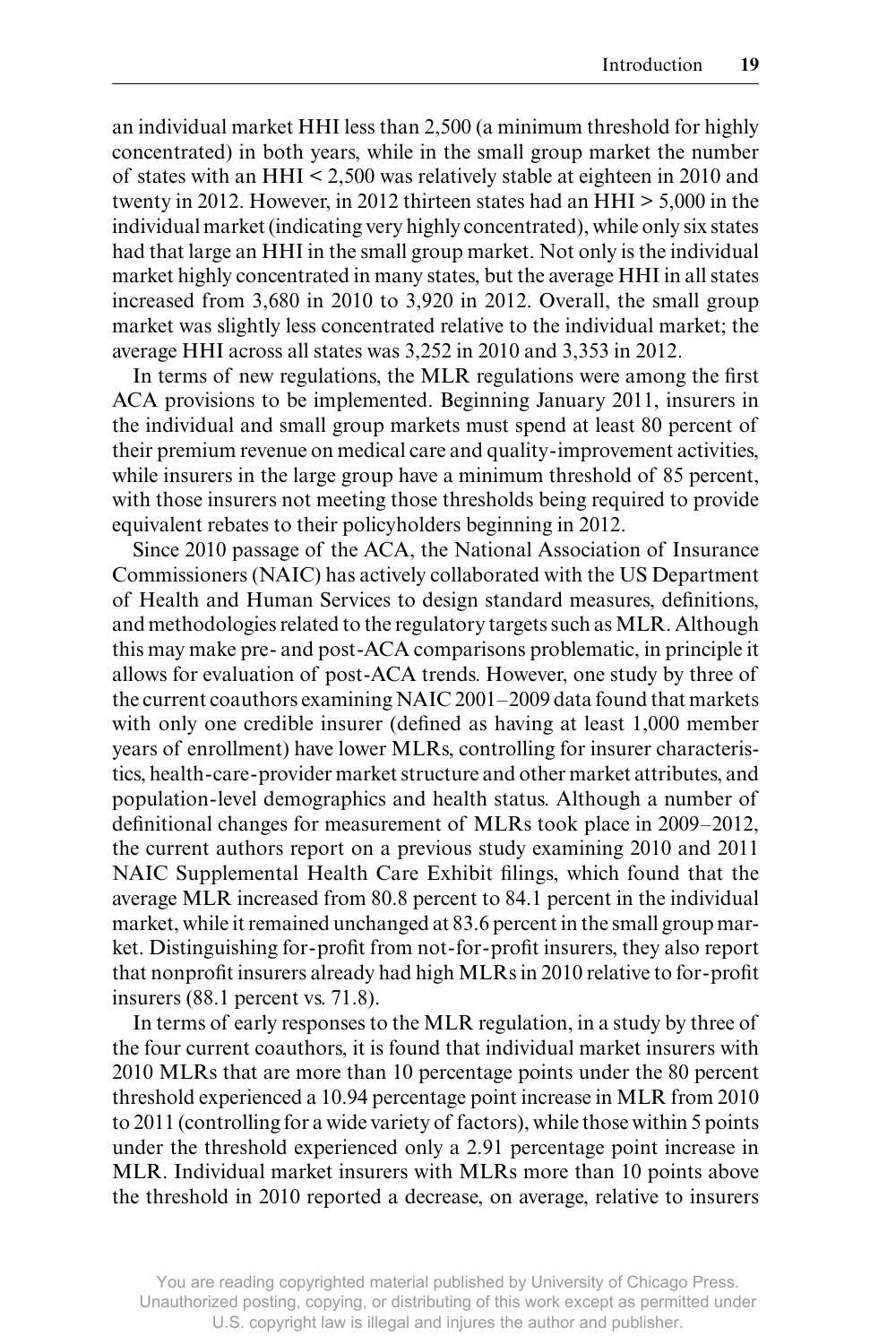an individual market HHI less than 2,500 (a minimum threshold for highly concentrated) in both years, while in the small group market the number of states with an HHI < 2,500 was relatively stable at eighteen in 2010 and twenty in 2012. However, in 2012 thirteen states had an HHI > 5,000 in the individual market (indicating very highly concentrated), while only six states had that large an HHI in the small group market. Not only is the individual market highly concentrated in many states, but the average HHI in all states increased from 3,680 in 2010 to 3,920 in 2012. Overall, the small group market was slightly less concentrated relative to the individual market; the average HHI across all states was 3,252 in 2010 and 3,353 in 2012.

In terms of new regulations, the MLR regulations were among the first ACA provisions to be implemented. Beginning January 2011, insurers in the individual and small group markets must spend at least 80 percent of their premium revenue on medical care and quality-improvement activities, while insurers in the large group have a minimum threshold of 85 percent, with those insurers not meeting those thresholds being required to provide equivalent rebates to their policyholders beginning in 2012.

Since 2010 passage of the ACA, the National Association of Insurance Commissioners (NAIC) has actively collaborated with the US Department of Health and Human Services to design standard measures, definitions, and methodologies related to the regulatory targets such as MLR. Although this may make pre- and post-ACA comparisons problematic, in principle it allows for evaluation of post-ACA trends. However, one study by three of the current coauthors examining NAIC 2001–2009 data found that markets with only one credible insurer (defined as having at least 1,000 member years of enrollment) have lower MLRs, controlling for insurer characteristics, health-care-provider market structure and other market attributes, and population-level demographics and health status. Although a number of definitional changes for measurement of MLRs took place in 2009–2012, the current authors report on a previous study examining 2010 and 2011 NAIC Supplemental Health Care Exhibit filings, which found that the average MLR increased from 80.8 percent to 84.1 percent in the individual market, while it remained unchanged at 83.6 percent in the small group market. Distinguishing for-profit from not-for-profit insurers, they also report that nonprofit insurers already had high MLRs in 2010 relative to for-profit insurers (88.1 percent vs. 71.8).

In terms of early responses to the MLR regulation, in a study by three of the four current coauthors, it is found that individual market insurers with 2010 MLRs that are more than 10 percentage points under the 80 percent threshold experienced a 10.94 percentage point increase in MLR from 2010 to 2011 (controlling for a wide variety of factors), while those within 5 points under the threshold experienced only a 2.91 percentage point increase in MLR. Individual market insurers with MLRs more than 10 points above the threshold in 2010 reported a decrease, on average, relative to insurers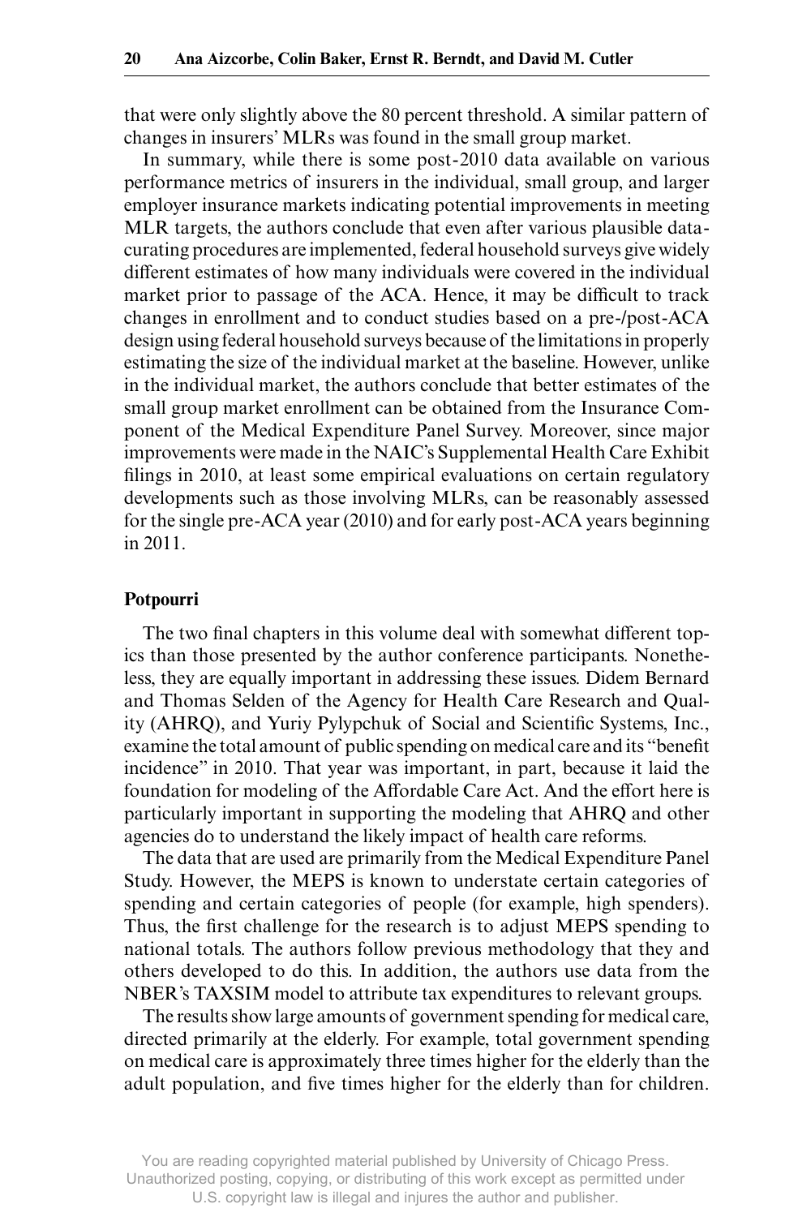that were only slightly above the 80 percent threshold. A similar pattern of changes in insurers' MLRs was found in the small group market.

In summary, while there is some post-2010 data available on various performance metrics of insurers in the individual, small group, and larger employer insurance markets indicating potential improvements in meeting MLR targets, the authors conclude that even after various plausible data-curating procedures are implemented, federal household surveys give widely different estimates of how many individuals were covered in the individual market prior to passage of the ACA. Hence, it may be difficult to track changes in enrollment and to conduct studies based on a pre-/post-ACA design using federal household surveys because of the limitations in properly estimating the size of the individual market at the baseline. However, unlike in the individual market, the authors conclude that better estimates of the small group market enrollment can be obtained from the Insurance Component of the Medical Expenditure Panel Survey. Moreover, since major improvements were made in the NAIC's Supplemental Health Care Exhibit filings in 2010, at least some empirical evaluations on certain regulatory developments such as those involving MLRs, can be reasonably assessed for the single pre-ACA year (2010) and for early post-ACA years beginning in 2011.

## Potpourri

The two final chapters in this volume deal with somewhat different topics than those presented by the author conference participants. Nonetheless, they are equally important in addressing these issues. Didem Bernard and Thomas Selden of the Agency for Health Care Research and Quality (AHRQ), and Yuriy Pylypchuk of Social and Scientific Systems, Inc., examine the total amount of public spending on medical care and its "benefit incidence" in 2010. That year was important, in part, because it laid the foundation for modeling of the Affordable Care Act. And the effort here is particularly important in supporting the modeling that AHRQ and other agencies do to understand the likely impact of health care reforms.

The data that are used are primarily from the Medical Expenditure Panel Study. However, the MEPS is known to understate certain categories of spending and certain categories of people (for example, high spenders). Thus, the first challenge for the research is to adjust MEPS spending to national totals. The authors follow previous methodology that they and others developed to do this. In addition, the authors use data from the NBER's TAXSIM model to attribute tax expenditures to relevant groups.

The results show large amounts of government spending for medical care, directed primarily at the elderly. For example, total government spending on medical care is approximately three times higher for the elderly than the adult population, and five times higher for the elderly than for children.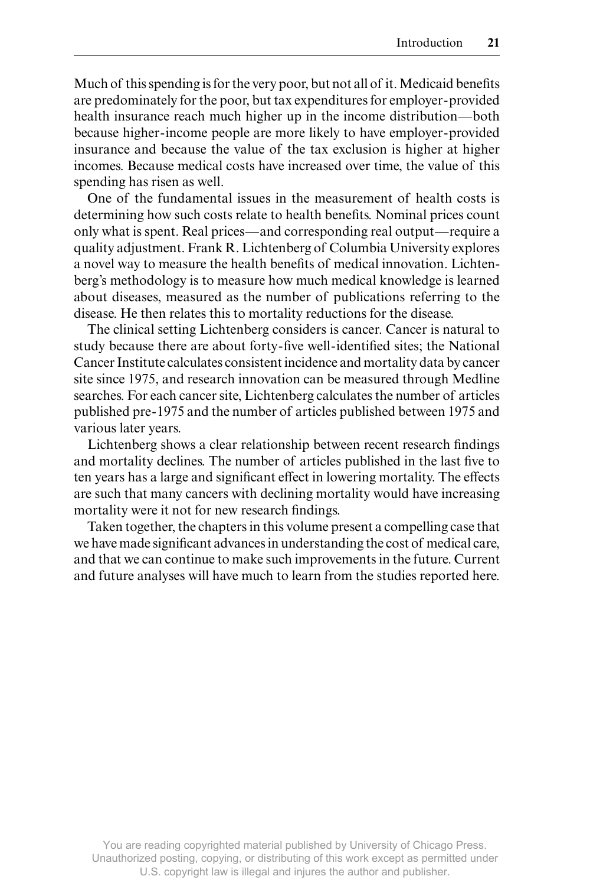Much of this spending is for the very poor, but not all of it. Medicaid benefits are predominately for the poor, but tax expenditures for employer-provided health insurance reach much higher up in the income distribution—both because higher-income people are more likely to have employer-provided insurance and because the value of the tax exclusion is higher at higher incomes. Because medical costs have increased over time, the value of this spending has risen as well.

One of the fundamental issues in the measurement of health costs is determining how such costs relate to health benefits. Nominal prices count only what is spent. Real prices—and corresponding real output—require a quality adjustment. Frank R. Lichtenberg of Columbia University explores a novel way to measure the health benefits of medical innovation. Lichtenberg's methodology is to measure how much medical knowledge is learned about diseases, measured as the number of publications referring to the disease. He then relates this to mortality reductions for the disease.

The clinical setting Lichtenberg considers is cancer. Cancer is natural to study because there are about forty-five well-identified sites; the National Cancer Institute calculates consistent incidence and mortality data by cancer site since 1975, and research innovation can be measured through Medline searches. For each cancer site, Lichtenberg calculates the number of articles published pre-1975 and the number of articles published between 1975 and various later years.

Lichtenberg shows a clear relationship between recent research findings and mortality declines. The number of articles published in the last five to ten years has a large and significant effect in lowering mortality. The effects are such that many cancers with declining mortality would have increasing mortality were it not for new research findings.

Taken together, the chapters in this volume present a compelling case that we have made significant advances in understanding the cost of medical care, and that we can continue to make such improvements in the future. Current and future analyses will have much to learn from the studies reported here.